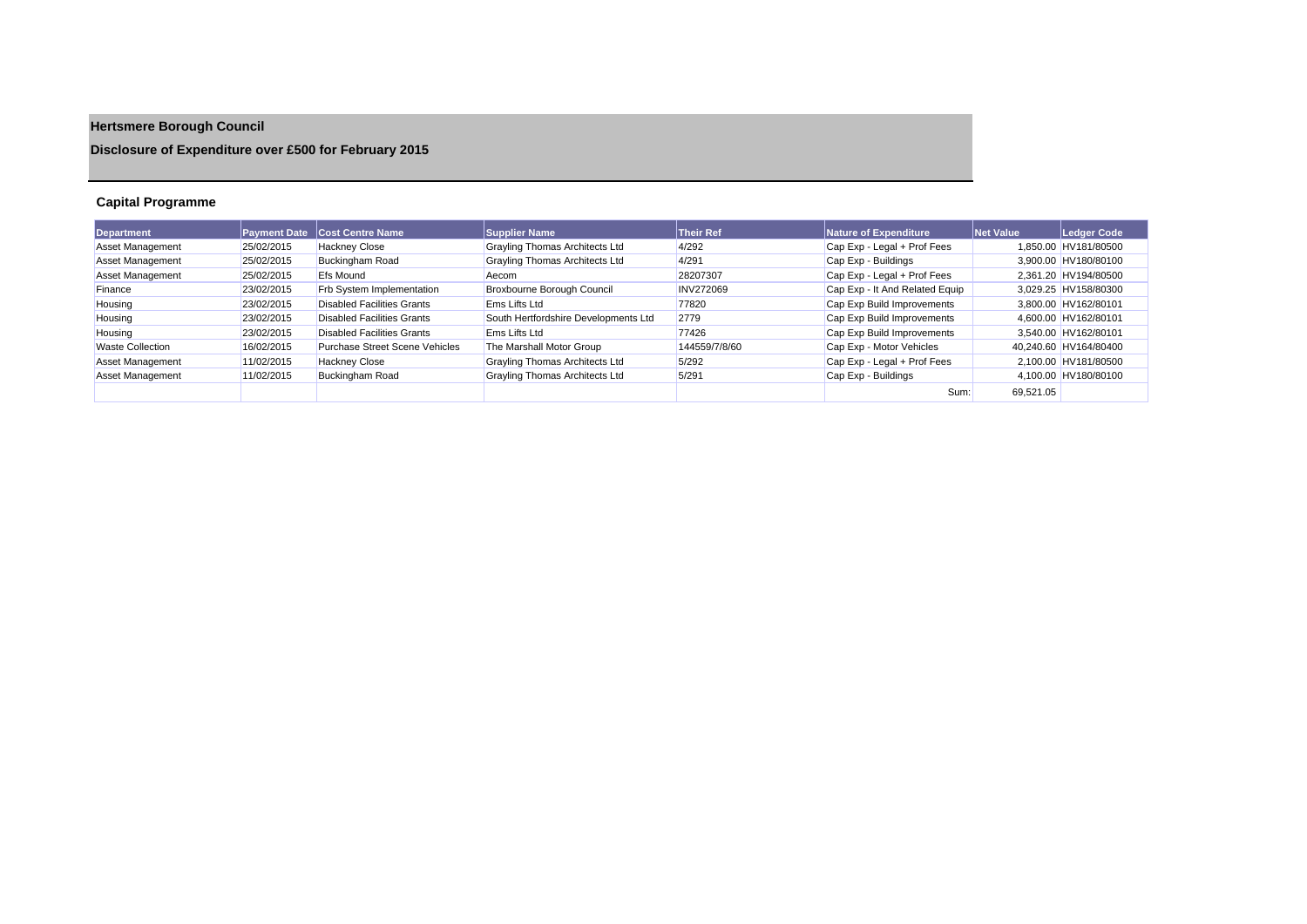# Hertsmere Borough Council

## Disclosure of Expenditure over £500 for February 2015

### Capital Programme

| Department | Payment Date | Cost Centre Name | Supplier Name | Their Ref | Nature of Expenditure | Net Value | Ledger Code |
|---|---|---|---|---|---|---|---|
| Asset Management | 25/02/2015 | Hackney Close | Grayling Thomas Architects Ltd | 4/292 | Cap Exp - Legal + Prof Fees | 1,850.00 | HV181/80500 |
| Asset Management | 25/02/2015 | Buckingham Road | Grayling Thomas Architects Ltd | 4/291 | Cap Exp - Buildings | 3,900.00 | HV180/80100 |
| Asset Management | 25/02/2015 | Efs Mound | Aecom | 28207307 | Cap Exp - Legal + Prof Fees | 2,361.20 | HV194/80500 |
| Finance | 23/02/2015 | Frb System Implementation | Broxbourne Borough Council | INV272069 | Cap Exp - It And Related Equip | 3,029.25 | HV158/80300 |
| Housing | 23/02/2015 | Disabled Facilities Grants | Ems Lifts Ltd | 77820 | Cap Exp Build Improvements | 3,800.00 | HV162/80101 |
| Housing | 23/02/2015 | Disabled Facilities Grants | South Hertfordshire Developments Ltd | 2779 | Cap Exp Build Improvements | 4,600.00 | HV162/80101 |
| Housing | 23/02/2015 | Disabled Facilities Grants | Ems Lifts Ltd | 77426 | Cap Exp Build Improvements | 3,540.00 | HV162/80101 |
| Waste Collection | 16/02/2015 | Purchase Street Scene Vehicles | The Marshall Motor Group | 144559/7/8/60 | Cap Exp - Motor Vehicles | 40,240.60 | HV164/80400 |
| Asset Management | 11/02/2015 | Hackney Close | Grayling Thomas Architects Ltd | 5/292 | Cap Exp - Legal + Prof Fees | 2,100.00 | HV181/80500 |
| Asset Management | 11/02/2015 | Buckingham Road | Grayling Thomas Architects Ltd | 5/291 | Cap Exp - Buildings | 4,100.00 | HV180/80100 |
| | | | | | Sum: | 69,521.05 | |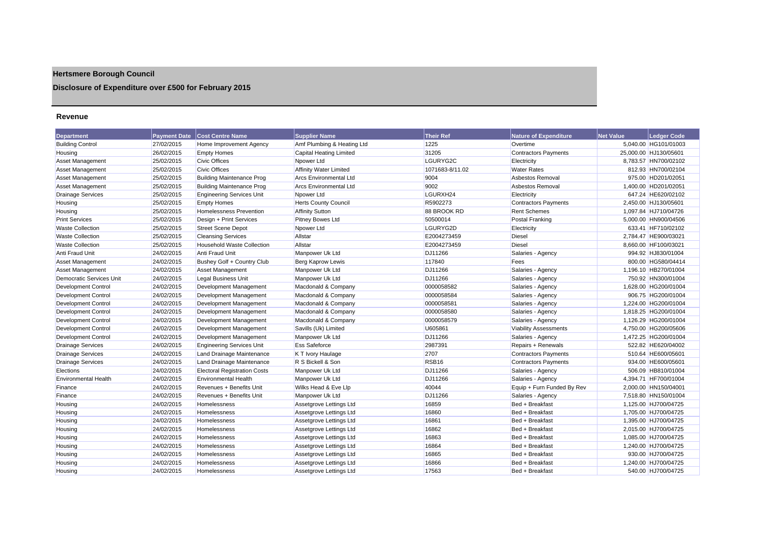# Hertsmere Borough Council

## Disclosure of Expenditure over £500 for February 2015

### Revenue

| Department | Payment Date | Cost Centre Name | Supplier Name | Their Ref | Nature of Expenditure | Net Value | Ledger Code |
|---|---|---|---|---|---|---|---|
| Building Control | 27/02/2015 | Home Improvement Agency | Amf Plumbing & Heating Ltd | 1225 | Overtime | 5,040.00 | HG101/01003 |
| Housing | 26/02/2015 | Empty Homes | Capital Heating Limited | 31205 | Contractors Payments | 25,000.00 | HJ130/05601 |
| Asset Management | 25/02/2015 | Civic Offices | Npower Ltd | LGURYG2C | Electricity | 8,783.57 | HN700/02102 |
| Asset Management | 25/02/2015 | Civic Offices | Affinity Water Limited | 1071683-8/11.02 | Water Rates | 812.93 | HN700/02104 |
| Asset Management | 25/02/2015 | Building Maintenance Prog | Arcs Environmental Ltd | 9004 | Asbestos Removal | 975.00 | HD201/02051 |
| Asset Management | 25/02/2015 | Building Maintenance Prog | Arcs Environmental Ltd | 9002 | Asbestos Removal | 1,400.00 | HD201/02051 |
| Drainage Services | 25/02/2015 | Engineering Services Unit | Npower Ltd | LGURXH24 | Electricity | 647.24 | HE620/02102 |
| Housing | 25/02/2015 | Empty Homes | Herts County Council | R5902273 | Contractors Payments | 2,450.00 | HJ130/05601 |
| Housing | 25/02/2015 | Homelessness Prevention | Affinity Sutton | 88 BROOK RD | Rent Schemes | 1,097.84 | HJ710/04726 |
| Print Services | 25/02/2015 | Design + Print Services | Pitney Bowes Ltd | 50500014 | Postal Franking | 5,000.00 | HN900/04506 |
| Waste Collection | 25/02/2015 | Street Scene Depot | Npower Ltd | LGURYG2D | Electricity | 633.41 | HF710/02102 |
| Waste Collection | 25/02/2015 | Cleansing Services | Allstar | E2004273459 | Diesel | 2,784.47 | HE900/03021 |
| Waste Collection | 25/02/2015 | Household Waste Collection | Allstar | E2004273459 | Diesel | 8,660.00 | HF100/03021 |
| Anti Fraud Unit | 24/02/2015 | Anti Fraud Unit | Manpower Uk Ltd | DJ11266 | Salaries - Agency | 994.92 | HJ830/01004 |
| Asset Management | 24/02/2015 | Bushey Golf + Country Club | Berg Kaprow Lewis | 117840 | Fees | 800.00 | HG580/04414 |
| Asset Management | 24/02/2015 | Asset Management | Manpower Uk Ltd | DJ11266 | Salaries - Agency | 1,196.10 | HB270/01004 |
| Democratic Services Unit | 24/02/2015 | Legal Business Unit | Manpower Uk Ltd | DJ11266 | Salaries - Agency | 750.92 | HN300/01004 |
| Development Control | 24/02/2015 | Development Management | Macdonald & Company | 0000058582 | Salaries - Agency | 1,628.00 | HG200/01004 |
| Development Control | 24/02/2015 | Development Management | Macdonald & Company | 0000058584 | Salaries - Agency | 906.75 | HG200/01004 |
| Development Control | 24/02/2015 | Development Management | Macdonald & Company | 0000058581 | Salaries - Agency | 1,224.00 | HG200/01004 |
| Development Control | 24/02/2015 | Development Management | Macdonald & Company | 0000058580 | Salaries - Agency | 1,818.25 | HG200/01004 |
| Development Control | 24/02/2015 | Development Management | Macdonald & Company | 0000058579 | Salaries - Agency | 1,126.29 | HG200/01004 |
| Development Control | 24/02/2015 | Development Management | Savills (Uk) Limited | U605861 | Viability Assessments | 4,750.00 | HG200/05606 |
| Development Control | 24/02/2015 | Development Management | Manpower Uk Ltd | DJ11266 | Salaries - Agency | 1,472.25 | HG200/01004 |
| Drainage Services | 24/02/2015 | Engineering Services Unit | Ess Safeforce | 2987391 | Repairs + Renewals | 522.82 | HE620/04002 |
| Drainage Services | 24/02/2015 | Land Drainage Maintenance | K T Ivory Haulage | 2707 | Contractors Payments | 510.64 | HE600/05601 |
| Drainage Services | 24/02/2015 | Land Drainage Maintenance | R S Bickell & Son | RSB16 | Contractors Payments | 934.00 | HE600/05601 |
| Elections | 24/02/2015 | Electoral Registration Costs | Manpower Uk Ltd | DJ11266 | Salaries - Agency | 506.09 | HB810/01004 |
| Environmental Health | 24/02/2015 | Environmental Health | Manpower Uk Ltd | DJ11266 | Salaries - Agency | 4,394.71 | HF700/01004 |
| Finance | 24/02/2015 | Revenues + Benefits Unit | Wilks Head & Eve Llp | 40044 | Equip + Furn Funded By Rev | 2,000.00 | HN150/04001 |
| Finance | 24/02/2015 | Revenues + Benefits Unit | Manpower Uk Ltd | DJ11266 | Salaries - Agency | 7,518.80 | HN150/01004 |
| Housing | 24/02/2015 | Homelessness | Assetgrove Lettings Ltd | 16859 | Bed + Breakfast | 1,125.00 | HJ700/04725 |
| Housing | 24/02/2015 | Homelessness | Assetgrove Lettings Ltd | 16860 | Bed + Breakfast | 1,705.00 | HJ700/04725 |
| Housing | 24/02/2015 | Homelessness | Assetgrove Lettings Ltd | 16861 | Bed + Breakfast | 1,395.00 | HJ700/04725 |
| Housing | 24/02/2015 | Homelessness | Assetgrove Lettings Ltd | 16862 | Bed + Breakfast | 2,015.00 | HJ700/04725 |
| Housing | 24/02/2015 | Homelessness | Assetgrove Lettings Ltd | 16863 | Bed + Breakfast | 1,085.00 | HJ700/04725 |
| Housing | 24/02/2015 | Homelessness | Assetgrove Lettings Ltd | 16864 | Bed + Breakfast | 1,240.00 | HJ700/04725 |
| Housing | 24/02/2015 | Homelessness | Assetgrove Lettings Ltd | 16865 | Bed + Breakfast | 930.00 | HJ700/04725 |
| Housing | 24/02/2015 | Homelessness | Assetgrove Lettings Ltd | 16866 | Bed + Breakfast | 1,240.00 | HJ700/04725 |
| Housing | 24/02/2015 | Homelessness | Assetgrove Lettings Ltd | 17563 | Bed + Breakfast | 540.00 | HJ700/04725 |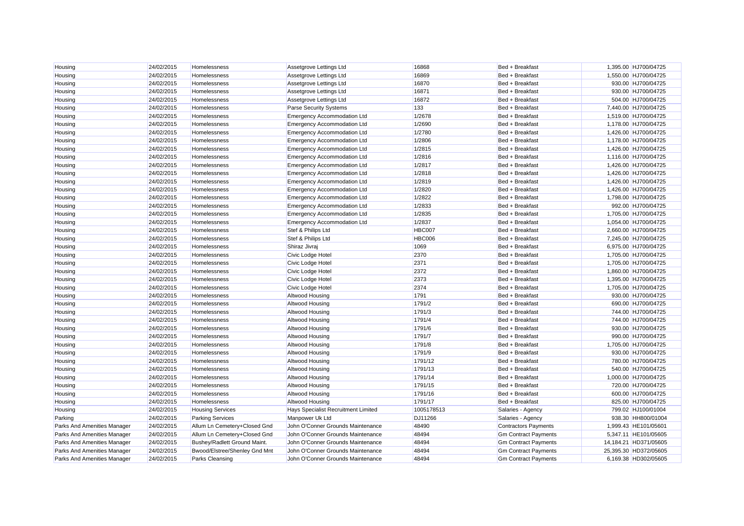| | | | | | | | |
|---|---|---|---|---|---|---|---|
| Housing | 24/02/2015 | Homelessness | Assetgrove Lettings Ltd | 16868 | Bed + Breakfast | 1,395.00 | HJ700/04725 |
| Housing | 24/02/2015 | Homelessness | Assetgrove Lettings Ltd | 16869 | Bed + Breakfast | 1,550.00 | HJ700/04725 |
| Housing | 24/02/2015 | Homelessness | Assetgrove Lettings Ltd | 16870 | Bed + Breakfast | 930.00 | HJ700/04725 |
| Housing | 24/02/2015 | Homelessness | Assetgrove Lettings Ltd | 16871 | Bed + Breakfast | 930.00 | HJ700/04725 |
| Housing | 24/02/2015 | Homelessness | Assetgrove Lettings Ltd | 16872 | Bed + Breakfast | 504.00 | HJ700/04725 |
| Housing | 24/02/2015 | Homelessness | Parse Security Systems | 133 | Bed + Breakfast | 7,440.00 | HJ700/04725 |
| Housing | 24/02/2015 | Homelessness | Emergency Accommodation Ltd | 1/2678 | Bed + Breakfast | 1,519.00 | HJ700/04725 |
| Housing | 24/02/2015 | Homelessness | Emergency Accommodation Ltd | 1/2690 | Bed + Breakfast | 1,178.00 | HJ700/04725 |
| Housing | 24/02/2015 | Homelessness | Emergency Accommodation Ltd | 1/2780 | Bed + Breakfast | 1,426.00 | HJ700/04725 |
| Housing | 24/02/2015 | Homelessness | Emergency Accommodation Ltd | 1/2806 | Bed + Breakfast | 1,178.00 | HJ700/04725 |
| Housing | 24/02/2015 | Homelessness | Emergency Accommodation Ltd | 1/2815 | Bed + Breakfast | 1,426.00 | HJ700/04725 |
| Housing | 24/02/2015 | Homelessness | Emergency Accommodation Ltd | 1/2816 | Bed + Breakfast | 1,116.00 | HJ700/04725 |
| Housing | 24/02/2015 | Homelessness | Emergency Accommodation Ltd | 1/2817 | Bed + Breakfast | 1,426.00 | HJ700/04725 |
| Housing | 24/02/2015 | Homelessness | Emergency Accommodation Ltd | 1/2818 | Bed + Breakfast | 1,426.00 | HJ700/04725 |
| Housing | 24/02/2015 | Homelessness | Emergency Accommodation Ltd | 1/2819 | Bed + Breakfast | 1,426.00 | HJ700/04725 |
| Housing | 24/02/2015 | Homelessness | Emergency Accommodation Ltd | 1/2820 | Bed + Breakfast | 1,426.00 | HJ700/04725 |
| Housing | 24/02/2015 | Homelessness | Emergency Accommodation Ltd | 1/2822 | Bed + Breakfast | 1,798.00 | HJ700/04725 |
| Housing | 24/02/2015 | Homelessness | Emergency Accommodation Ltd | 1/2833 | Bed + Breakfast | 992.00 | HJ700/04725 |
| Housing | 24/02/2015 | Homelessness | Emergency Accommodation Ltd | 1/2835 | Bed + Breakfast | 1,705.00 | HJ700/04725 |
| Housing | 24/02/2015 | Homelessness | Emergency Accommodation Ltd | 1/2837 | Bed + Breakfast | 1,054.00 | HJ700/04725 |
| Housing | 24/02/2015 | Homelessness | Stef & Philips Ltd | HBC007 | Bed + Breakfast | 2,660.00 | HJ700/04725 |
| Housing | 24/02/2015 | Homelessness | Stef & Philips Ltd | HBC006 | Bed + Breakfast | 7,245.00 | HJ700/04725 |
| Housing | 24/02/2015 | Homelessness | Shiraz Jivraj | 1069 | Bed + Breakfast | 6,975.00 | HJ700/04725 |
| Housing | 24/02/2015 | Homelessness | Civic Lodge Hotel | 2370 | Bed + Breakfast | 1,705.00 | HJ700/04725 |
| Housing | 24/02/2015 | Homelessness | Civic Lodge Hotel | 2371 | Bed + Breakfast | 1,705.00 | HJ700/04725 |
| Housing | 24/02/2015 | Homelessness | Civic Lodge Hotel | 2372 | Bed + Breakfast | 1,860.00 | HJ700/04725 |
| Housing | 24/02/2015 | Homelessness | Civic Lodge Hotel | 2373 | Bed + Breakfast | 1,395.00 | HJ700/04725 |
| Housing | 24/02/2015 | Homelessness | Civic Lodge Hotel | 2374 | Bed + Breakfast | 1,705.00 | HJ700/04725 |
| Housing | 24/02/2015 | Homelessness | Altwood Housing | 1791 | Bed + Breakfast | 930.00 | HJ700/04725 |
| Housing | 24/02/2015 | Homelessness | Altwood Housing | 1791/2 | Bed + Breakfast | 690.00 | HJ700/04725 |
| Housing | 24/02/2015 | Homelessness | Altwood Housing | 1791/3 | Bed + Breakfast | 744.00 | HJ700/04725 |
| Housing | 24/02/2015 | Homelessness | Altwood Housing | 1791/4 | Bed + Breakfast | 744.00 | HJ700/04725 |
| Housing | 24/02/2015 | Homelessness | Altwood Housing | 1791/6 | Bed + Breakfast | 930.00 | HJ700/04725 |
| Housing | 24/02/2015 | Homelessness | Altwood Housing | 1791/7 | Bed + Breakfast | 990.00 | HJ700/04725 |
| Housing | 24/02/2015 | Homelessness | Altwood Housing | 1791/8 | Bed + Breakfast | 1,705.00 | HJ700/04725 |
| Housing | 24/02/2015 | Homelessness | Altwood Housing | 1791/9 | Bed + Breakfast | 930.00 | HJ700/04725 |
| Housing | 24/02/2015 | Homelessness | Altwood Housing | 1791/12 | Bed + Breakfast | 780.00 | HJ700/04725 |
| Housing | 24/02/2015 | Homelessness | Altwood Housing | 1791/13 | Bed + Breakfast | 540.00 | HJ700/04725 |
| Housing | 24/02/2015 | Homelessness | Altwood Housing | 1791/14 | Bed + Breakfast | 1,000.00 | HJ700/04725 |
| Housing | 24/02/2015 | Homelessness | Altwood Housing | 1791/15 | Bed + Breakfast | 720.00 | HJ700/04725 |
| Housing | 24/02/2015 | Homelessness | Altwood Housing | 1791/16 | Bed + Breakfast | 600.00 | HJ700/04725 |
| Housing | 24/02/2015 | Homelessness | Altwood Housing | 1791/17 | Bed + Breakfast | 825.00 | HJ700/04725 |
| Housing | 24/02/2015 | Housing Services | Hays Specialist Recruitment Limited | 1005178513 | Salaries - Agency | 799.02 | HJ100/01004 |
| Parking | 24/02/2015 | Parking Services | Manpower Uk Ltd | DJ11266 | Salaries - Agency | 938.30 | HH800/01004 |
| Parks And Amenities Manager | 24/02/2015 | Allum Ln Cemetery+Closed Gnd | John O'Conner Grounds Maintenance | 48490 | Contractors Payments | 1,999.43 | HE101/05601 |
| Parks And Amenities Manager | 24/02/2015 | Allum Ln Cemetery+Closed Gnd | John O'Conner Grounds Maintenance | 48494 | Gm Contract Payments | 5,347.11 | HE101/05605 |
| Parks And Amenities Manager | 24/02/2015 | Bushey/Radlett Ground Maint. | John O'Conner Grounds Maintenance | 48494 | Gm Contract Payments | 14,184.21 | HD371/05605 |
| Parks And Amenities Manager | 24/02/2015 | Bwood/Elstree/Shenley Gnd Mnt | John O'Conner Grounds Maintenance | 48494 | Gm Contract Payments | 25,395.30 | HD372/05605 |
| Parks And Amenities Manager | 24/02/2015 | Parks Cleansing | John O'Conner Grounds Maintenance | 48494 | Gm Contract Payments | 6,169.38 | HD302/05605 |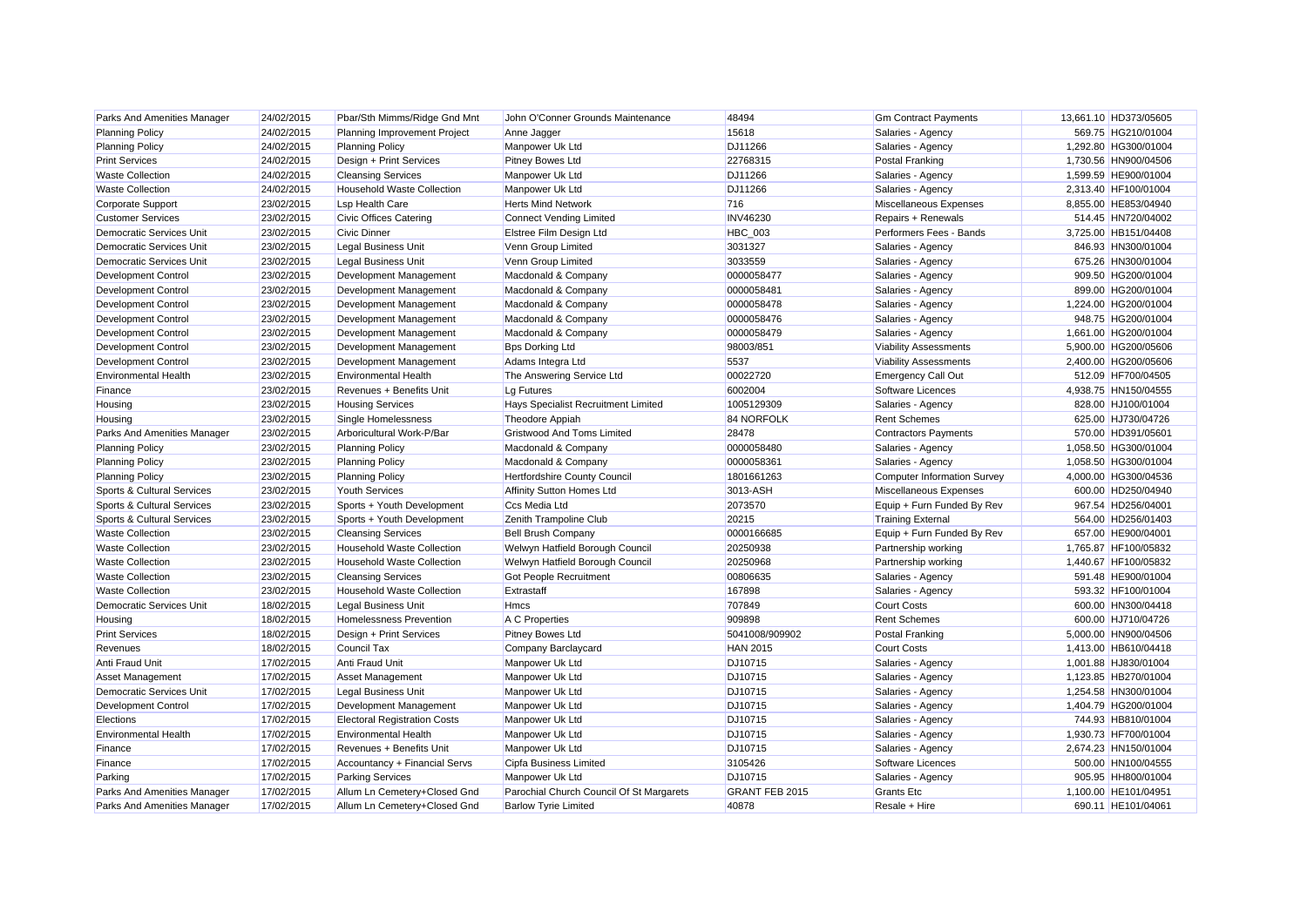| Parks And Amenities Manager | 24/02/2015 | Pbar/Sth Mimms/Ridge Gnd Mnt | John O'Conner Grounds Maintenance | 48494 | Gm Contract Payments | 13,661.10 | HD373/05605 |
|---|---|---|---|---|---|---|---|
| Planning Policy | 24/02/2015 | Planning Improvement Project | Anne Jagger | 15618 | Salaries - Agency | 569.75 | HG210/01004 |
| Planning Policy | 24/02/2015 | Planning Policy | Manpower Uk Ltd | DJ11266 | Salaries - Agency | 1,292.80 | HG300/01004 |
| Print Services | 24/02/2015 | Design + Print Services | Pitney Bowes Ltd | 22768315 | Postal Franking | 1,730.56 | HN900/04506 |
| Waste Collection | 24/02/2015 | Cleansing Services | Manpower Uk Ltd | DJ11266 | Salaries - Agency | 1,599.59 | HE900/01004 |
| Waste Collection | 24/02/2015 | Household Waste Collection | Manpower Uk Ltd | DJ11266 | Salaries - Agency | 2,313.40 | HF100/01004 |
| Corporate Support | 23/02/2015 | Lsp Health Care | Herts Mind Network | 716 | Miscellaneous Expenses | 8,855.00 | HE853/04940 |
| Customer Services | 23/02/2015 | Civic Offices Catering | Connect Vending Limited | INV46230 | Repairs + Renewals | 514.45 | HN720/04002 |
| Democratic Services Unit | 23/02/2015 | Civic Dinner | Elstree Film Design Ltd | HBC_003 | Performers Fees - Bands | 3,725.00 | HB151/04408 |
| Democratic Services Unit | 23/02/2015 | Legal Business Unit | Venn Group Limited | 3031327 | Salaries - Agency | 846.93 | HN300/01004 |
| Democratic Services Unit | 23/02/2015 | Legal Business Unit | Venn Group Limited | 3033559 | Salaries - Agency | 675.26 | HN300/01004 |
| Development Control | 23/02/2015 | Development Management | Macdonald & Company | 0000058477 | Salaries - Agency | 909.50 | HG200/01004 |
| Development Control | 23/02/2015 | Development Management | Macdonald & Company | 0000058481 | Salaries - Agency | 899.00 | HG200/01004 |
| Development Control | 23/02/2015 | Development Management | Macdonald & Company | 0000058478 | Salaries - Agency | 1,224.00 | HG200/01004 |
| Development Control | 23/02/2015 | Development Management | Macdonald & Company | 0000058476 | Salaries - Agency | 948.75 | HG200/01004 |
| Development Control | 23/02/2015 | Development Management | Macdonald & Company | 0000058479 | Salaries - Agency | 1,661.00 | HG200/01004 |
| Development Control | 23/02/2015 | Development Management | Bps Dorking Ltd | 98003/851 | Viability Assessments | 5,900.00 | HG200/05606 |
| Development Control | 23/02/2015 | Development Management | Adams Integra Ltd | 5537 | Viability Assessments | 2,400.00 | HG200/05606 |
| Environmental Health | 23/02/2015 | Environmental Health | The Answering Service Ltd | 00022720 | Emergency Call Out | 512.09 | HF700/04505 |
| Finance | 23/02/2015 | Revenues + Benefits Unit | Lg Futures | 6002004 | Software Licences | 4,938.75 | HN150/04555 |
| Housing | 23/02/2015 | Housing Services | Hays Specialist Recruitment Limited | 1005129309 | Salaries - Agency | 828.00 | HJ100/01004 |
| Housing | 23/02/2015 | Single Homelessness | Theodore Appiah | 84 NORFOLK | Rent Schemes | 625.00 | HJ730/04726 |
| Parks And Amenities Manager | 23/02/2015 | Arboricultural Work-P/Bar | Gristwood And Toms Limited | 28478 | Contractors Payments | 570.00 | HD391/05601 |
| Planning Policy | 23/02/2015 | Planning Policy | Macdonald & Company | 0000058480 | Salaries - Agency | 1,058.50 | HG300/01004 |
| Planning Policy | 23/02/2015 | Planning Policy | Macdonald & Company | 0000058361 | Salaries - Agency | 1,058.50 | HG300/01004 |
| Planning Policy | 23/02/2015 | Planning Policy | Hertfordshire County Council | 1801661263 | Computer Information Survey | 4,000.00 | HG300/04536 |
| Sports & Cultural Services | 23/02/2015 | Youth Services | Affinity Sutton Homes Ltd | 3013-ASH | Miscellaneous Expenses | 600.00 | HD250/04940 |
| Sports & Cultural Services | 23/02/2015 | Sports + Youth Development | Ccs Media Ltd | 2073570 | Equip + Furn Funded By Rev | 967.54 | HD256/04001 |
| Sports & Cultural Services | 23/02/2015 | Sports + Youth Development | Zenith Trampoline Club | 20215 | Training External | 564.00 | HD256/01403 |
| Waste Collection | 23/02/2015 | Cleansing Services | Bell Brush Company | 0000166685 | Equip + Furn Funded By Rev | 657.00 | HE900/04001 |
| Waste Collection | 23/02/2015 | Household Waste Collection | Welwyn Hatfield Borough Council | 20250938 | Partnership working | 1,765.87 | HF100/05832 |
| Waste Collection | 23/02/2015 | Household Waste Collection | Welwyn Hatfield Borough Council | 20250968 | Partnership working | 1,440.67 | HF100/05832 |
| Waste Collection | 23/02/2015 | Cleansing Services | Got People Recruitment | 00806635 | Salaries - Agency | 591.48 | HE900/01004 |
| Waste Collection | 23/02/2015 | Household Waste Collection | Extrastaff | 167898 | Salaries - Agency | 593.32 | HF100/01004 |
| Democratic Services Unit | 18/02/2015 | Legal Business Unit | Hmcs | 707849 | Court Costs | 600.00 | HN300/04418 |
| Housing | 18/02/2015 | Homelessness Prevention | A C Properties | 909898 | Rent Schemes | 600.00 | HJ710/04726 |
| Print Services | 18/02/2015 | Design + Print Services | Pitney Bowes Ltd | 5041008/909902 | Postal Franking | 5,000.00 | HN900/04506 |
| Revenues | 18/02/2015 | Council Tax | Company Barclaycard | HAN 2015 | Court Costs | 1,413.00 | HB610/04418 |
| Anti Fraud Unit | 17/02/2015 | Anti Fraud Unit | Manpower Uk Ltd | DJ10715 | Salaries - Agency | 1,001.88 | HJ830/01004 |
| Asset Management | 17/02/2015 | Asset Management | Manpower Uk Ltd | DJ10715 | Salaries - Agency | 1,123.85 | HB270/01004 |
| Democratic Services Unit | 17/02/2015 | Legal Business Unit | Manpower Uk Ltd | DJ10715 | Salaries - Agency | 1,254.58 | HN300/01004 |
| Development Control | 17/02/2015 | Development Management | Manpower Uk Ltd | DJ10715 | Salaries - Agency | 1,404.79 | HG200/01004 |
| Elections | 17/02/2015 | Electoral Registration Costs | Manpower Uk Ltd | DJ10715 | Salaries - Agency | 744.93 | HB810/01004 |
| Environmental Health | 17/02/2015 | Environmental Health | Manpower Uk Ltd | DJ10715 | Salaries - Agency | 1,930.73 | HF700/01004 |
| Finance | 17/02/2015 | Revenues + Benefits Unit | Manpower Uk Ltd | DJ10715 | Salaries - Agency | 2,674.23 | HN150/01004 |
| Finance | 17/02/2015 | Accountancy + Financial Servs | Cipfa Business Limited | 3105426 | Software Licences | 500.00 | HN100/04555 |
| Parking | 17/02/2015 | Parking Services | Manpower Uk Ltd | DJ10715 | Salaries - Agency | 905.95 | HH800/01004 |
| Parks And Amenities Manager | 17/02/2015 | Allum Ln Cemetery+Closed Gnd | Parochial Church Council Of St Margarets | GRANT FEB 2015 | Grants Etc | 1,100.00 | HE101/04951 |
| Parks And Amenities Manager | 17/02/2015 | Allum Ln Cemetery+Closed Gnd | Barlow Tyrie Limited | 40878 | Resale + Hire | 690.11 | HE101/04061 |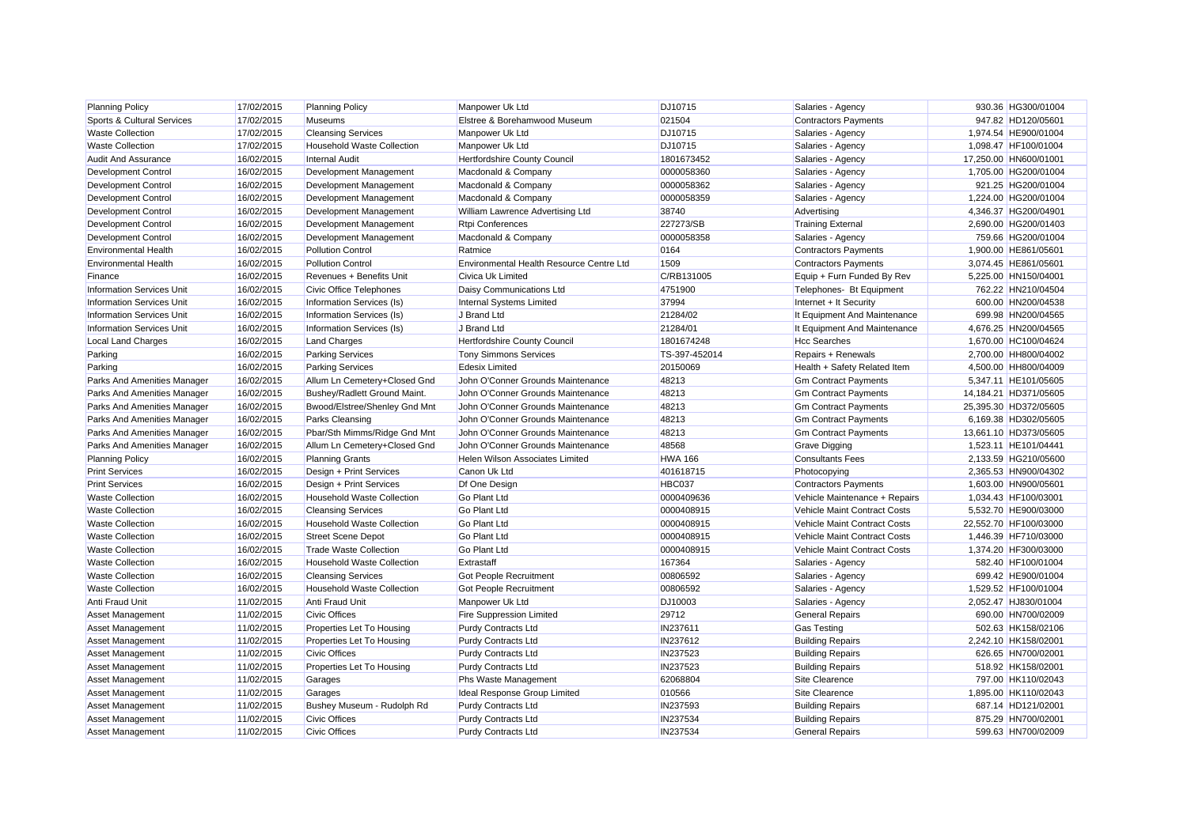| Planning Policy | 17/02/2015 | Planning Policy | Manpower Uk Ltd | DJ10715 | Salaries - Agency | 930.36 | HG300/01004 |
|---|---|---|---|---|---|---|---|
| Sports & Cultural Services | 17/02/2015 | Museums | Elstree & Borehamwood Museum | 021504 | Contractors Payments | 947.82 | HD120/05601 |
| Waste Collection | 17/02/2015 | Cleansing Services | Manpower Uk Ltd | DJ10715 | Salaries - Agency | 1,974.54 | HE900/01004 |
| Waste Collection | 17/02/2015 | Household Waste Collection | Manpower Uk Ltd | DJ10715 | Salaries - Agency | 1,098.47 | HF100/01004 |
| Audit And Assurance | 16/02/2015 | Internal Audit | Hertfordshire County Council | 1801673452 | Salaries - Agency | 17,250.00 | HN600/01001 |
| Development Control | 16/02/2015 | Development Management | Macdonald & Company | 0000058360 | Salaries - Agency | 1,705.00 | HG200/01004 |
| Development Control | 16/02/2015 | Development Management | Macdonald & Company | 0000058362 | Salaries - Agency | 921.25 | HG200/01004 |
| Development Control | 16/02/2015 | Development Management | Macdonald & Company | 0000058359 | Salaries - Agency | 1,224.00 | HG200/01004 |
| Development Control | 16/02/2015 | Development Management | William Lawrence Advertising Ltd | 38740 | Advertising | 4,346.37 | HG200/04901 |
| Development Control | 16/02/2015 | Development Management | Rtpi Conferences | 227273/SB | Training External | 2,690.00 | HG200/01403 |
| Development Control | 16/02/2015 | Development Management | Macdonald & Company | 0000058358 | Salaries - Agency | 759.66 | HG200/01004 |
| Environmental Health | 16/02/2015 | Pollution Control | Ratmice | 0164 | Contractors Payments | 1,900.00 | HE861/05601 |
| Environmental Health | 16/02/2015 | Pollution Control | Environmental Health Resource Centre Ltd | 1509 | Contractors Payments | 3,074.45 | HE861/05601 |
| Finance | 16/02/2015 | Revenues + Benefits Unit | Civica Uk Limited | C/RB131005 | Equip + Furn Funded By Rev | 5,225.00 | HN150/04001 |
| Information Services Unit | 16/02/2015 | Civic Office Telephones | Daisy Communications Ltd | 4751900 | Telephones- Bt Equipment | 762.22 | HN210/04504 |
| Information Services Unit | 16/02/2015 | Information Services (Is) | Internal Systems Limited | 37994 | Internet + It Security | 600.00 | HN200/04538 |
| Information Services Unit | 16/02/2015 | Information Services (Is) | J Brand Ltd | 21284/02 | It Equipment And Maintenance | 699.98 | HN200/04565 |
| Information Services Unit | 16/02/2015 | Information Services (Is) | J Brand Ltd | 21284/01 | It Equipment And Maintenance | 4,676.25 | HN200/04565 |
| Local Land Charges | 16/02/2015 | Land Charges | Hertfordshire County Council | 1801674248 | Hcc Searches | 1,670.00 | HC100/04624 |
| Parking | 16/02/2015 | Parking Services | Tony Simmons Services | TS-397-452014 | Repairs + Renewals | 2,700.00 | HH800/04002 |
| Parking | 16/02/2015 | Parking Services | Edesix Limited | 20150069 | Health + Safety Related Item | 4,500.00 | HH800/04009 |
| Parks And Amenities Manager | 16/02/2015 | Allum Ln Cemetery+Closed Gnd | John O'Conner Grounds Maintenance | 48213 | Gm Contract Payments | 5,347.11 | HE101/05605 |
| Parks And Amenities Manager | 16/02/2015 | Bushey/Radlett Ground Maint. | John O'Conner Grounds Maintenance | 48213 | Gm Contract Payments | 14,184.21 | HD371/05605 |
| Parks And Amenities Manager | 16/02/2015 | Bwood/Elstree/Shenley Gnd Mnt | John O'Conner Grounds Maintenance | 48213 | Gm Contract Payments | 25,395.30 | HD372/05605 |
| Parks And Amenities Manager | 16/02/2015 | Parks Cleansing | John O'Conner Grounds Maintenance | 48213 | Gm Contract Payments | 6,169.38 | HD302/05605 |
| Parks And Amenities Manager | 16/02/2015 | Pbar/Sth Mimms/Ridge Gnd Mnt | John O'Conner Grounds Maintenance | 48213 | Gm Contract Payments | 13,661.10 | HD373/05605 |
| Parks And Amenities Manager | 16/02/2015 | Allum Ln Cemetery+Closed Gnd | John O'Conner Grounds Maintenance | 48568 | Grave Digging | 1,523.11 | HE101/04441 |
| Planning Policy | 16/02/2015 | Planning Grants | Helen Wilson Associates Limited | HWA 166 | Consultants Fees | 2,133.59 | HG210/05600 |
| Print Services | 16/02/2015 | Design + Print Services | Canon Uk Ltd | 401618715 | Photocopying | 2,365.53 | HN900/04302 |
| Print Services | 16/02/2015 | Design + Print Services | Df One Design | HBC037 | Contractors Payments | 1,603.00 | HN900/05601 |
| Waste Collection | 16/02/2015 | Household Waste Collection | Go Plant Ltd | 0000409636 | Vehicle Maintenance + Repairs | 1,034.43 | HF100/03001 |
| Waste Collection | 16/02/2015 | Cleansing Services | Go Plant Ltd | 0000408915 | Vehicle Maint Contract Costs | 5,532.70 | HE900/03000 |
| Waste Collection | 16/02/2015 | Household Waste Collection | Go Plant Ltd | 0000408915 | Vehicle Maint Contract Costs | 22,552.70 | HF100/03000 |
| Waste Collection | 16/02/2015 | Street Scene Depot | Go Plant Ltd | 0000408915 | Vehicle Maint Contract Costs | 1,446.39 | HF710/03000 |
| Waste Collection | 16/02/2015 | Trade Waste Collection | Go Plant Ltd | 0000408915 | Vehicle Maint Contract Costs | 1,374.20 | HF300/03000 |
| Waste Collection | 16/02/2015 | Household Waste Collection | Extrastaff | 167364 | Salaries - Agency | 582.40 | HF100/01004 |
| Waste Collection | 16/02/2015 | Cleansing Services | Got People Recruitment | 00806592 | Salaries - Agency | 699.42 | HE900/01004 |
| Waste Collection | 16/02/2015 | Household Waste Collection | Got People Recruitment | 00806592 | Salaries - Agency | 1,529.52 | HF100/01004 |
| Anti Fraud Unit | 11/02/2015 | Anti Fraud Unit | Manpower Uk Ltd | DJ10003 | Salaries - Agency | 2,052.47 | HJ830/01004 |
| Asset Management | 11/02/2015 | Civic Offices | Fire Suppression Limited | 29712 | General Repairs | 690.00 | HN700/02009 |
| Asset Management | 11/02/2015 | Properties Let To Housing | Purdy Contracts Ltd | IN237611 | Gas Testing | 502.63 | HK158/02106 |
| Asset Management | 11/02/2015 | Properties Let To Housing | Purdy Contracts Ltd | IN237612 | Building Repairs | 2,242.10 | HK158/02001 |
| Asset Management | 11/02/2015 | Civic Offices | Purdy Contracts Ltd | IN237523 | Building Repairs | 626.65 | HN700/02001 |
| Asset Management | 11/02/2015 | Properties Let To Housing | Purdy Contracts Ltd | IN237523 | Building Repairs | 518.92 | HK158/02001 |
| Asset Management | 11/02/2015 | Garages | Phs Waste Management | 62068804 | Site Clearence | 797.00 | HK110/02043 |
| Asset Management | 11/02/2015 | Garages | Ideal Response Group Limited | 010566 | Site Clearence | 1,895.00 | HK110/02043 |
| Asset Management | 11/02/2015 | Bushey Museum - Rudolph Rd | Purdy Contracts Ltd | IN237593 | Building Repairs | 687.14 | HD121/02001 |
| Asset Management | 11/02/2015 | Civic Offices | Purdy Contracts Ltd | IN237534 | Building Repairs | 875.29 | HN700/02001 |
| Asset Management | 11/02/2015 | Civic Offices | Purdy Contracts Ltd | IN237534 | General Repairs | 599.63 | HN700/02009 |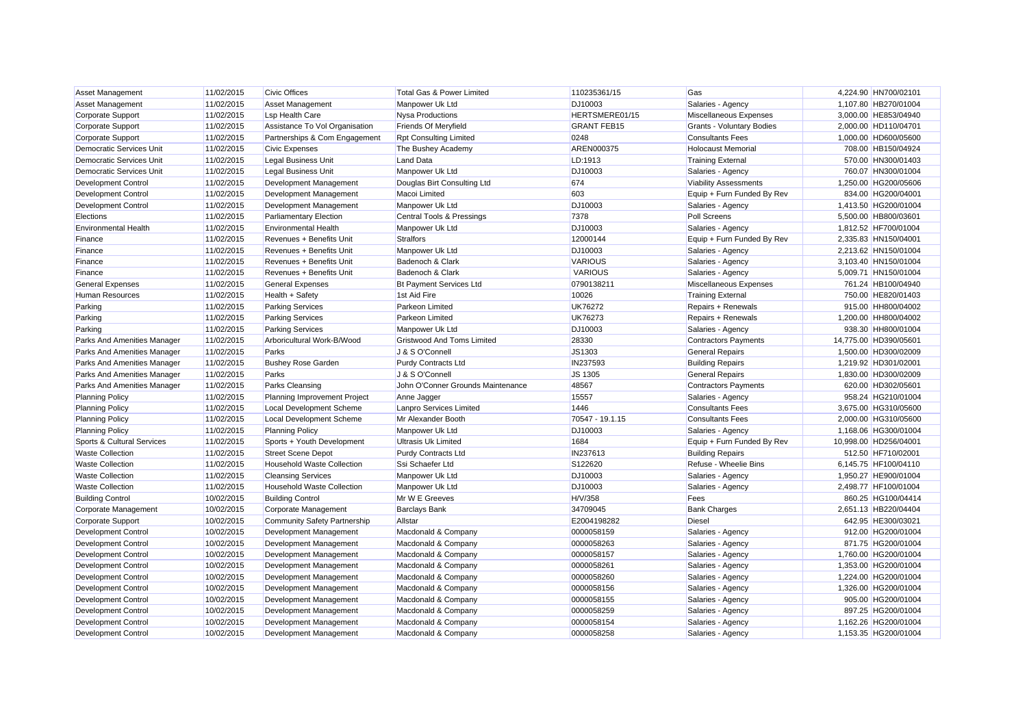| Asset Management | 11/02/2015 | Civic Offices | Total Gas & Power Limited | 110235361/15 | Gas | 4,224.90 | HN700/02101 |
|---|---|---|---|---|---|---|---|
| Asset Management | 11/02/2015 | Asset Management | Manpower Uk Ltd | DJ10003 | Salaries - Agency | 1,107.80 | HB270/01004 |
| Corporate Support | 11/02/2015 | Lsp Health Care | Nysa Productions | HERTSMERE01/15 | Miscellaneous Expenses | 3,000.00 | HE853/04940 |
| Corporate Support | 11/02/2015 | Assistance To Vol Organisation | Friends Of Meryfield | GRANT FEB15 | Grants - Voluntary Bodies | 2,000.00 | HD110/04701 |
| Corporate Support | 11/02/2015 | Partnerships & Com Engagement | Rpt Consulting Limited | 0248 | Consultants Fees | 1,000.00 | HD600/05600 |
| Democratic Services Unit | 11/02/2015 | Civic Expenses | The Bushey Academy | AREN000375 | Holocaust Memorial | 708.00 | HB150/04924 |
| Democratic Services Unit | 11/02/2015 | Legal Business Unit | Land Data | LD:1913 | Training External | 570.00 | HN300/01403 |
| Democratic Services Unit | 11/02/2015 | Legal Business Unit | Manpower Uk Ltd | DJ10003 | Salaries - Agency | 760.07 | HN300/01004 |
| Development Control | 11/02/2015 | Development Management | Douglas Birt Consulting Ltd | 674 | Viability Assessments | 1,250.00 | HG200/05606 |
| Development Control | 11/02/2015 | Development Management | Macoi Limited | 603 | Equip + Furn Funded By Rev | 834.00 | HG200/04001 |
| Development Control | 11/02/2015 | Development Management | Manpower Uk Ltd | DJ10003 | Salaries - Agency | 1,413.50 | HG200/01004 |
| Elections | 11/02/2015 | Parliamentary Election | Central Tools & Pressings | 7378 | Poll Screens | 5,500.00 | HB800/03601 |
| Environmental Health | 11/02/2015 | Environmental Health | Manpower Uk Ltd | DJ10003 | Salaries - Agency | 1,812.52 | HF700/01004 |
| Finance | 11/02/2015 | Revenues + Benefits Unit | Stralfors | 12000144 | Equip + Furn Funded By Rev | 2,335.83 | HN150/04001 |
| Finance | 11/02/2015 | Revenues + Benefits Unit | Manpower Uk Ltd | DJ10003 | Salaries - Agency | 2,213.62 | HN150/01004 |
| Finance | 11/02/2015 | Revenues + Benefits Unit | Badenoch & Clark | VARIOUS | Salaries - Agency | 3,103.40 | HN150/01004 |
| Finance | 11/02/2015 | Revenues + Benefits Unit | Badenoch & Clark | VARIOUS | Salaries - Agency | 5,009.71 | HN150/01004 |
| General Expenses | 11/02/2015 | General Expenses | Bt Payment Services Ltd | 0790138211 | Miscellaneous Expenses | 761.24 | HB100/04940 |
| Human Resources | 11/02/2015 | Health + Safety | 1st Aid Fire | 10026 | Training External | 750.00 | HE820/01403 |
| Parking | 11/02/2015 | Parking Services | Parkeon Limited | UK76272 | Repairs + Renewals | 915.00 | HH800/04002 |
| Parking | 11/02/2015 | Parking Services | Parkeon Limited | UK76273 | Repairs + Renewals | 1,200.00 | HH800/04002 |
| Parking | 11/02/2015 | Parking Services | Manpower Uk Ltd | DJ10003 | Salaries - Agency | 938.30 | HH800/01004 |
| Parks And Amenities Manager | 11/02/2015 | Arboricultural Work-B/Wood | Gristwood And Toms Limited | 28330 | Contractors Payments | 14,775.00 | HD390/05601 |
| Parks And Amenities Manager | 11/02/2015 | Parks | J & S O'Connell | JS1303 | General Repairs | 1,500.00 | HD300/02009 |
| Parks And Amenities Manager | 11/02/2015 | Bushey Rose Garden | Purdy Contracts Ltd | IN237593 | Building Repairs | 1,219.92 | HD301/02001 |
| Parks And Amenities Manager | 11/02/2015 | Parks | J & S O'Connell | JS 1305 | General Repairs | 1,830.00 | HD300/02009 |
| Parks And Amenities Manager | 11/02/2015 | Parks Cleansing | John O'Conner Grounds Maintenance | 48567 | Contractors Payments | 620.00 | HD302/05601 |
| Planning Policy | 11/02/2015 | Planning Improvement Project | Anne Jagger | 15557 | Salaries - Agency | 958.24 | HG210/01004 |
| Planning Policy | 11/02/2015 | Local Development Scheme | Lanpro Services Limited | 1446 | Consultants Fees | 3,675.00 | HG310/05600 |
| Planning Policy | 11/02/2015 | Local Development Scheme | Mr Alexander Booth | 70547 - 19.1.15 | Consultants Fees | 2,000.00 | HG310/05600 |
| Planning Policy | 11/02/2015 | Planning Policy | Manpower Uk Ltd | DJ10003 | Salaries - Agency | 1,168.06 | HG300/01004 |
| Sports & Cultural Services | 11/02/2015 | Sports + Youth Development | Ultrasis Uk Limited | 1684 | Equip + Furn Funded By Rev | 10,998.00 | HD256/04001 |
| Waste Collection | 11/02/2015 | Street Scene Depot | Purdy Contracts Ltd | IN237613 | Building Repairs | 512.50 | HF710/02001 |
| Waste Collection | 11/02/2015 | Household Waste Collection | Ssi Schaefer Ltd | S122620 | Refuse - Wheelie Bins | 6,145.75 | HF100/04110 |
| Waste Collection | 11/02/2015 | Cleansing Services | Manpower Uk Ltd | DJ10003 | Salaries - Agency | 1,950.27 | HE900/01004 |
| Waste Collection | 11/02/2015 | Household Waste Collection | Manpower Uk Ltd | DJ10003 | Salaries - Agency | 2,498.77 | HF100/01004 |
| Building Control | 10/02/2015 | Building Control | Mr W E Greeves | H/V/358 | Fees | 860.25 | HG100/04414 |
| Corporate Management | 10/02/2015 | Corporate Management | Barclays Bank | 34709045 | Bank Charges | 2,651.13 | HB220/04404 |
| Corporate Support | 10/02/2015 | Community Safety Partnership | Allstar | E2004198282 | Diesel | 642.95 | HE300/03021 |
| Development Control | 10/02/2015 | Development Management | Macdonald & Company | 0000058159 | Salaries - Agency | 912.00 | HG200/01004 |
| Development Control | 10/02/2015 | Development Management | Macdonald & Company | 0000058263 | Salaries - Agency | 871.75 | HG200/01004 |
| Development Control | 10/02/2015 | Development Management | Macdonald & Company | 0000058157 | Salaries - Agency | 1,760.00 | HG200/01004 |
| Development Control | 10/02/2015 | Development Management | Macdonald & Company | 0000058261 | Salaries - Agency | 1,353.00 | HG200/01004 |
| Development Control | 10/02/2015 | Development Management | Macdonald & Company | 0000058260 | Salaries - Agency | 1,224.00 | HG200/01004 |
| Development Control | 10/02/2015 | Development Management | Macdonald & Company | 0000058156 | Salaries - Agency | 1,326.00 | HG200/01004 |
| Development Control | 10/02/2015 | Development Management | Macdonald & Company | 0000058155 | Salaries - Agency | 905.00 | HG200/01004 |
| Development Control | 10/02/2015 | Development Management | Macdonald & Company | 0000058259 | Salaries - Agency | 897.25 | HG200/01004 |
| Development Control | 10/02/2015 | Development Management | Macdonald & Company | 0000058154 | Salaries - Agency | 1,162.26 | HG200/01004 |
| Development Control | 10/02/2015 | Development Management | Macdonald & Company | 0000058258 | Salaries - Agency | 1,153.35 | HG200/01004 |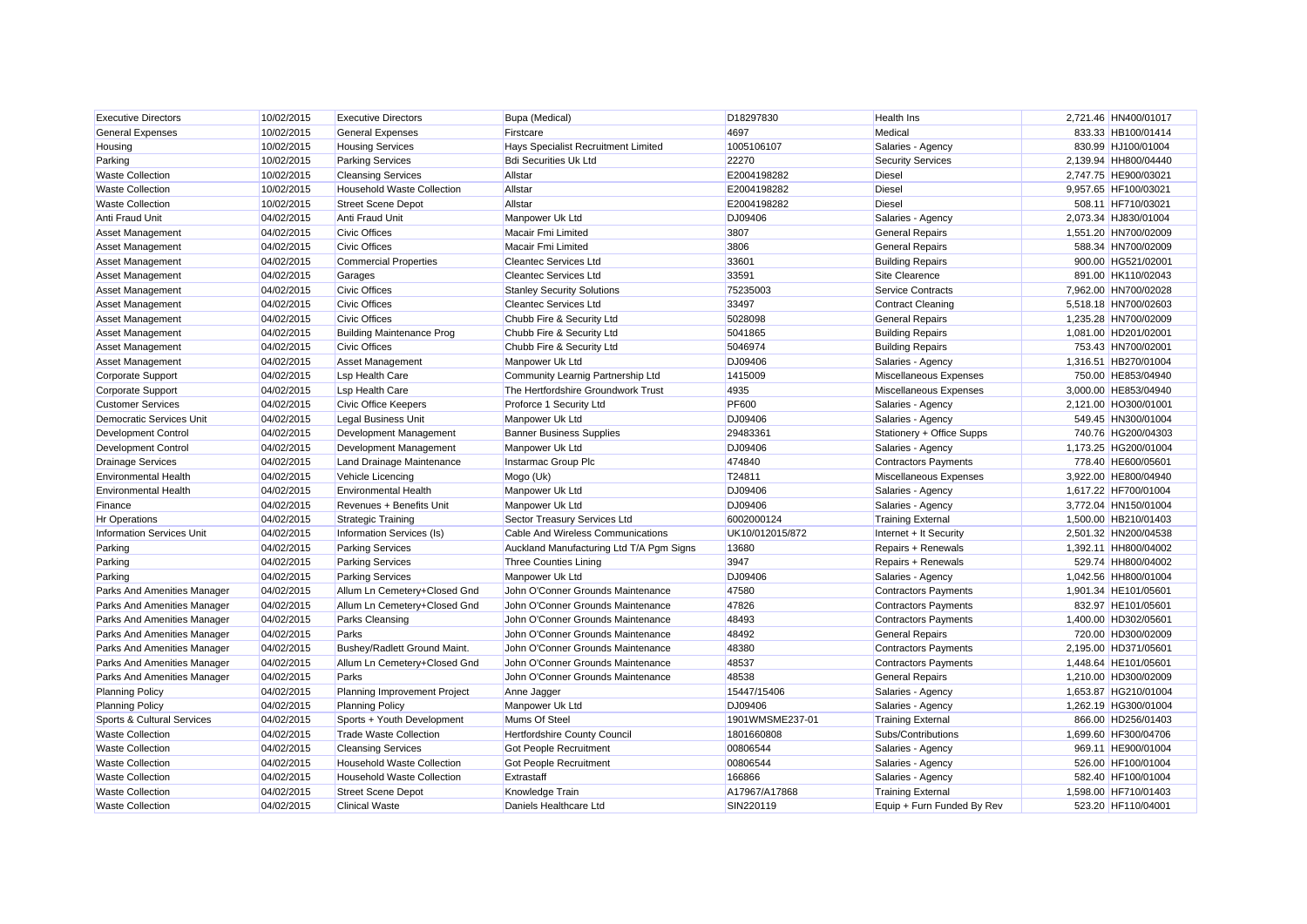| Executive Directors | 10/02/2015 | Executive Directors | Bupa (Medical) | D18297830 | Health Ins | 2,721.46 | HN400/01017 |
|---|---|---|---|---|---|---|---|
| General Expenses | 10/02/2015 | General Expenses | Firstcare | 4697 | Medical | 833.33 | HB100/01414 |
| Housing | 10/02/2015 | Housing Services | Hays Specialist Recruitment Limited | 1005106107 | Salaries - Agency | 830.99 | HJ100/01004 |
| Parking | 10/02/2015 | Parking Services | Bdi Securities Uk Ltd | 22270 | Security Services | 2,139.94 | HH800/04440 |
| Waste Collection | 10/02/2015 | Cleansing Services | Allstar | E2004198282 | Diesel | 2,747.75 | HE900/03021 |
| Waste Collection | 10/02/2015 | Household Waste Collection | Allstar | E2004198282 | Diesel | 9,957.65 | HF100/03021 |
| Waste Collection | 10/02/2015 | Street Scene Depot | Allstar | E2004198282 | Diesel | 508.11 | HF710/03021 |
| Anti Fraud Unit | 04/02/2015 | Anti Fraud Unit | Manpower Uk Ltd | DJ09406 | Salaries - Agency | 2,073.34 | HJ830/01004 |
| Asset Management | 04/02/2015 | Civic Offices | Macair Fmi Limited | 3807 | General Repairs | 1,551.20 | HN700/02009 |
| Asset Management | 04/02/2015 | Civic Offices | Macair Fmi Limited | 3806 | General Repairs | 588.34 | HN700/02009 |
| Asset Management | 04/02/2015 | Commercial Properties | Cleantec Services Ltd | 33601 | Building Repairs | 900.00 | HG521/02001 |
| Asset Management | 04/02/2015 | Garages | Cleantec Services Ltd | 33591 | Site Clearence | 891.00 | HK110/02043 |
| Asset Management | 04/02/2015 | Civic Offices | Stanley Security Solutions | 75235003 | Service Contracts | 7,962.00 | HN700/02028 |
| Asset Management | 04/02/2015 | Civic Offices | Cleantec Services Ltd | 33497 | Contract Cleaning | 5,518.18 | HN700/02603 |
| Asset Management | 04/02/2015 | Civic Offices | Chubb Fire & Security Ltd | 5028098 | General Repairs | 1,235.28 | HN700/02009 |
| Asset Management | 04/02/2015 | Building Maintenance Prog | Chubb Fire & Security Ltd | 5041865 | Building Repairs | 1,081.00 | HD201/02001 |
| Asset Management | 04/02/2015 | Civic Offices | Chubb Fire & Security Ltd | 5046974 | Building Repairs | 753.43 | HN700/02001 |
| Asset Management | 04/02/2015 | Asset Management | Manpower Uk Ltd | DJ09406 | Salaries - Agency | 1,316.51 | HB270/01004 |
| Corporate Support | 04/02/2015 | Lsp Health Care | Community Learnig Partnership Ltd | 1415009 | Miscellaneous Expenses | 750.00 | HE853/04940 |
| Corporate Support | 04/02/2015 | Lsp Health Care | The Hertfordshire Groundwork Trust | 4935 | Miscellaneous Expenses | 3,000.00 | HE853/04940 |
| Customer Services | 04/02/2015 | Civic Office Keepers | Proforce 1 Security Ltd | PF600 | Salaries - Agency | 2,121.00 | HO300/01001 |
| Democratic Services Unit | 04/02/2015 | Legal Business Unit | Manpower Uk Ltd | DJ09406 | Salaries - Agency | 549.45 | HN300/01004 |
| Development Control | 04/02/2015 | Development Management | Banner Business Supplies | 29483361 | Stationery + Office Supps | 740.76 | HG200/04303 |
| Development Control | 04/02/2015 | Development Management | Manpower Uk Ltd | DJ09406 | Salaries - Agency | 1,173.25 | HG200/01004 |
| Drainage Services | 04/02/2015 | Land Drainage Maintenance | Instarmac Group Plc | 474840 | Contractors Payments | 778.40 | HE600/05601 |
| Environmental Health | 04/02/2015 | Vehicle Licencing | Mogo (Uk) | T24811 | Miscellaneous Expenses | 3,922.00 | HE800/04940 |
| Environmental Health | 04/02/2015 | Environmental Health | Manpower Uk Ltd | DJ09406 | Salaries - Agency | 1,617.22 | HF700/01004 |
| Finance | 04/02/2015 | Revenues + Benefits Unit | Manpower Uk Ltd | DJ09406 | Salaries - Agency | 3,772.04 | HN150/01004 |
| Hr Operations | 04/02/2015 | Strategic Training | Sector Treasury Services Ltd | 6002000124 | Training External | 1,500.00 | HB210/01403 |
| Information Services Unit | 04/02/2015 | Information Services (Is) | Cable And Wireless Communications | UK10/012015/872 | Internet + It Security | 2,501.32 | HN200/04538 |
| Parking | 04/02/2015 | Parking Services | Auckland Manufacturing Ltd T/A Pgm Signs | 13680 | Repairs + Renewals | 1,392.11 | HH800/04002 |
| Parking | 04/02/2015 | Parking Services | Three Counties Lining | 3947 | Repairs + Renewals | 529.74 | HH800/04002 |
| Parking | 04/02/2015 | Parking Services | Manpower Uk Ltd | DJ09406 | Salaries - Agency | 1,042.56 | HH800/01004 |
| Parks And Amenities Manager | 04/02/2015 | Allum Ln Cemetery+Closed Gnd | John O'Conner Grounds Maintenance | 47580 | Contractors Payments | 1,901.34 | HE101/05601 |
| Parks And Amenities Manager | 04/02/2015 | Allum Ln Cemetery+Closed Gnd | John O'Conner Grounds Maintenance | 47826 | Contractors Payments | 832.97 | HE101/05601 |
| Parks And Amenities Manager | 04/02/2015 | Parks Cleansing | John O'Conner Grounds Maintenance | 48493 | Contractors Payments | 1,400.00 | HD302/05601 |
| Parks And Amenities Manager | 04/02/2015 | Parks | John O'Conner Grounds Maintenance | 48492 | General Repairs | 720.00 | HD300/02009 |
| Parks And Amenities Manager | 04/02/2015 | Bushey/Radlett Ground Maint. | John O'Conner Grounds Maintenance | 48380 | Contractors Payments | 2,195.00 | HD371/05601 |
| Parks And Amenities Manager | 04/02/2015 | Allum Ln Cemetery+Closed Gnd | John O'Conner Grounds Maintenance | 48537 | Contractors Payments | 1,448.64 | HE101/05601 |
| Parks And Amenities Manager | 04/02/2015 | Parks | John O'Conner Grounds Maintenance | 48538 | General Repairs | 1,210.00 | HD300/02009 |
| Planning Policy | 04/02/2015 | Planning Improvement Project | Anne Jagger | 15447/15406 | Salaries - Agency | 1,653.87 | HG210/01004 |
| Planning Policy | 04/02/2015 | Planning Policy | Manpower Uk Ltd | DJ09406 | Salaries - Agency | 1,262.19 | HG300/01004 |
| Sports & Cultural Services | 04/02/2015 | Sports + Youth Development | Mums Of Steel | 1901WMSME237-01 | Training External | 866.00 | HD256/01403 |
| Waste Collection | 04/02/2015 | Trade Waste Collection | Hertfordshire County Council | 1801660808 | Subs/Contributions | 1,699.60 | HF300/04706 |
| Waste Collection | 04/02/2015 | Cleansing Services | Got People Recruitment | 00806544 | Salaries - Agency | 969.11 | HE900/01004 |
| Waste Collection | 04/02/2015 | Household Waste Collection | Got People Recruitment | 00806544 | Salaries - Agency | 526.00 | HF100/01004 |
| Waste Collection | 04/02/2015 | Household Waste Collection | Extrastaff | 166866 | Salaries - Agency | 582.40 | HF100/01004 |
| Waste Collection | 04/02/2015 | Street Scene Depot | Knowledge Train | A17967/A17868 | Training External | 1,598.00 | HF710/01403 |
| Waste Collection | 04/02/2015 | Clinical Waste | Daniels Healthcare Ltd | SIN220119 | Equip + Furn Funded By Rev | 523.20 | HF110/04001 |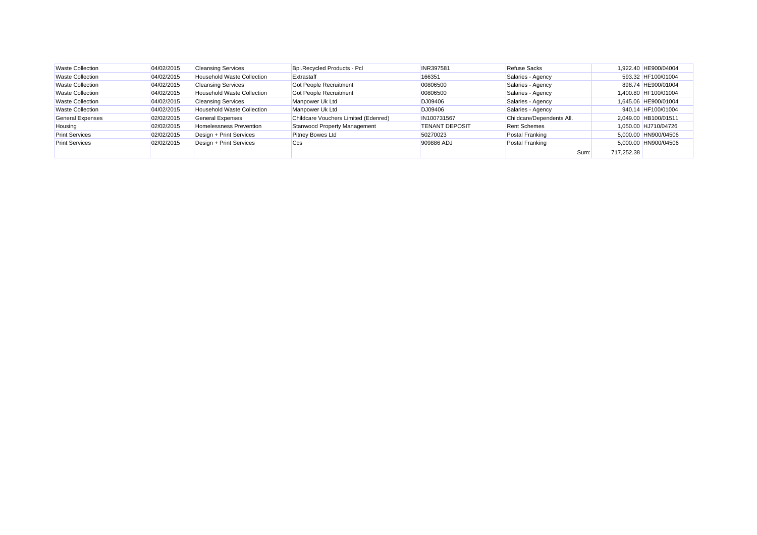| | | | | | | | |
|---|---|---|---|---|---|---|---|
| Waste Collection | 04/02/2015 | Cleansing Services | Bpi.Recycled Products - Pcl | INR397581 | Refuse Sacks | 1,922.40 | HE900/04004 |
| Waste Collection | 04/02/2015 | Household Waste Collection | Extrastaff | 166351 | Salaries - Agency | 593.32 | HF100/01004 |
| Waste Collection | 04/02/2015 | Cleansing Services | Got People Recruitment | 00806500 | Salaries - Agency | 898.74 | HE900/01004 |
| Waste Collection | 04/02/2015 | Household Waste Collection | Got People Recruitment | 00806500 | Salaries - Agency | 1,400.80 | HF100/01004 |
| Waste Collection | 04/02/2015 | Cleansing Services | Manpower Uk Ltd | DJ09406 | Salaries - Agency | 1,645.06 | HE900/01004 |
| Waste Collection | 04/02/2015 | Household Waste Collection | Manpower Uk Ltd | DJ09406 | Salaries - Agency | 940.14 | HF100/01004 |
| General Expenses | 02/02/2015 | General Expenses | Childcare Vouchers Limited (Edenred) | IN100731567 | Childcare/Dependents All. | 2,049.00 | HB100/01511 |
| Housing | 02/02/2015 | Homelessness Prevention | Stanwood Property Management | TENANT DEPOSIT | Rent Schemes | 1,050.00 | HJ710/04726 |
| Print Services | 02/02/2015 | Design + Print Services | Pitney Bowes Ltd | 50270023 | Postal Franking | 5,000.00 | HN900/04506 |
| Print Services | 02/02/2015 | Design + Print Services | Ccs | 909886 ADJ | Postal Franking | 5,000.00 | HN900/04506 |
| | | | | | Sum: | 717,252.38 | |